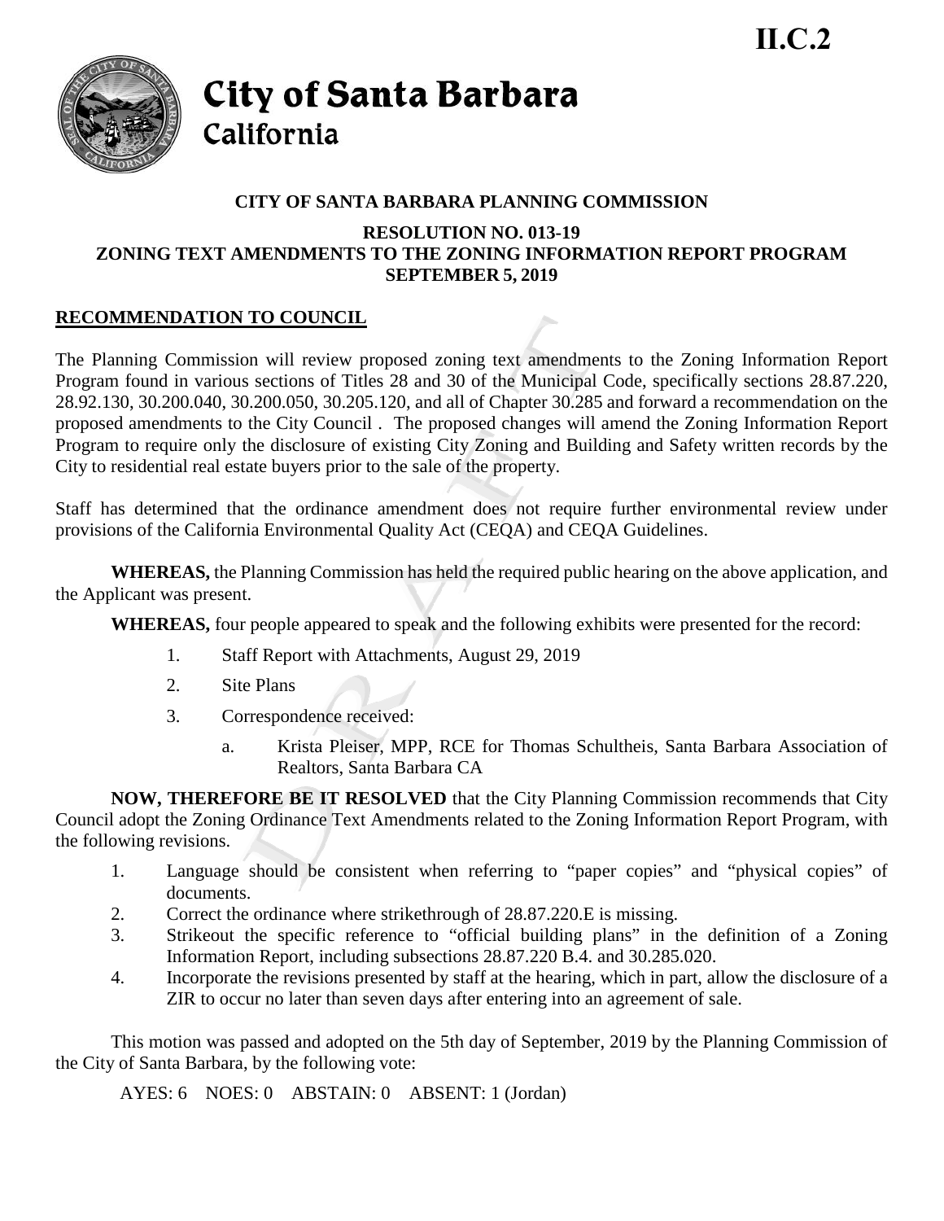II.C.2

# City of Santa Barbara
## California

### CITY OF SANTA BARBARA PLANNING COMMISSION

### RESOLUTION NO. 013-19
### ZONING TEXT AMENDMENTS TO THE ZONING INFORMATION REPORT PROGRAM
### SEPTEMBER 5, 2019

**RECOMMENDATION TO COUNCIL**

The Planning Commission will review proposed zoning text amendments to the Zoning Information Report Program found in various sections of Titles 28 and 30 of the Municipal Code, specifically sections 28.87.220, 28.92.130, 30.200.040, 30.200.050, 30.205.120, and all of Chapter 30.285 and forward a recommendation on the proposed amendments to the City Council . The proposed changes will amend the Zoning Information Report Program to require only the disclosure of existing City Zoning and Building and Safety written records by the City to residential real estate buyers prior to the sale of the property.

Staff has determined that the ordinance amendment does not require further environmental review under provisions of the California Environmental Quality Act (CEQA) and CEQA Guidelines.

**WHEREAS,** the Planning Commission has held the required public hearing on the above application, and the Applicant was present.

**WHEREAS,** four people appeared to speak and the following exhibits were presented for the record:

1. Staff Report with Attachments, August 29, 2019
2. Site Plans
3. Correspondence received:
   a. Krista Pleiser, MPP, RCE for Thomas Schultheis, Santa Barbara Association of Realtors, Santa Barbara CA

**NOW, THEREFORE BE IT RESOLVED** that the City Planning Commission recommends that City Council adopt the Zoning Ordinance Text Amendments related to the Zoning Information Report Program, with the following revisions.

1. Language should be consistent when referring to "paper copies" and "physical copies" of documents.
2. Correct the ordinance where strikethrough of 28.87.220.E is missing.
3. Strikeout the specific reference to "official building plans" in the definition of a Zoning Information Report, including subsections 28.87.220 B.4. and 30.285.020.
4. Incorporate the revisions presented by staff at the hearing, which in part, allow the disclosure of a ZIR to occur no later than seven days after entering into an agreement of sale.

This motion was passed and adopted on the 5th day of September, 2019 by the Planning Commission of the City of Santa Barbara, by the following vote:

AYES: 6 NOES: 0 ABSTAIN: 0 ABSENT: 1 (Jordan)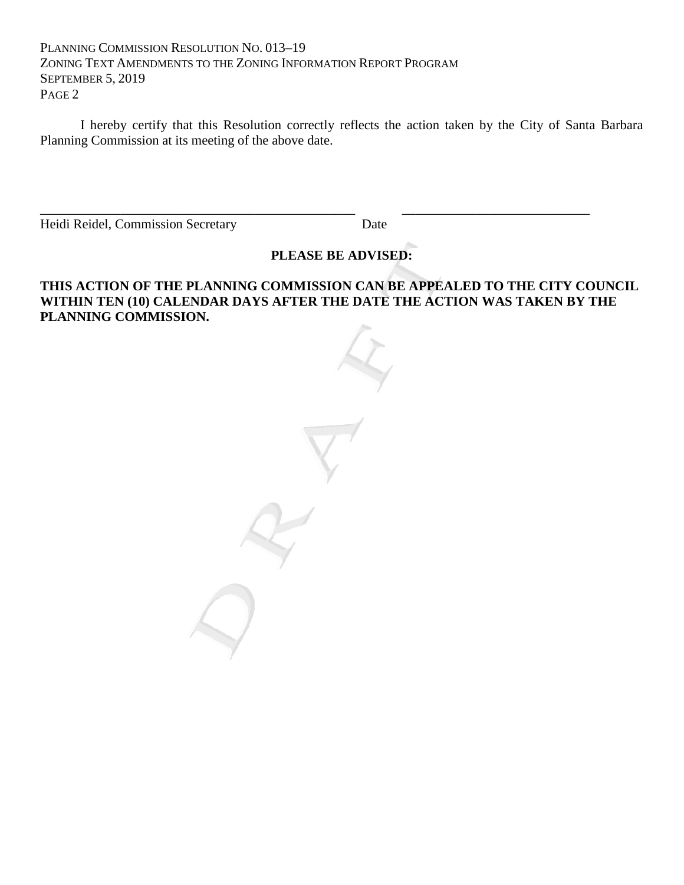I hereby certify that this Resolution correctly reflects the action taken by the City of Santa Barbara Planning Commission at its meeting of the above date.

\_\_\_\_\_\_\_\_\_\_\_\_\_\_\_\_\_\_\_\_\_\_\_\_\_\_\_\_\_\_\_\_\_\_\_\_\_\_\_\_\_\_\_\_\_ \_\_\_\_\_\_\_\_\_\_\_\_\_\_\_\_\_\_\_\_\_\_\_\_\_\_\_\_\_\_\_

Heidi Reidel, Commission Secretary Date

**PLEASE BE ADVISED:**

**THIS ACTION OF THE PLANNING COMMISSION CAN BE APPEALED TO THE CITY COUNCIL WITHIN TEN (10) CALENDAR DAYS AFTER THE DATE THE ACTION WAS TAKEN BY THE PLANNING COMMISSION.**